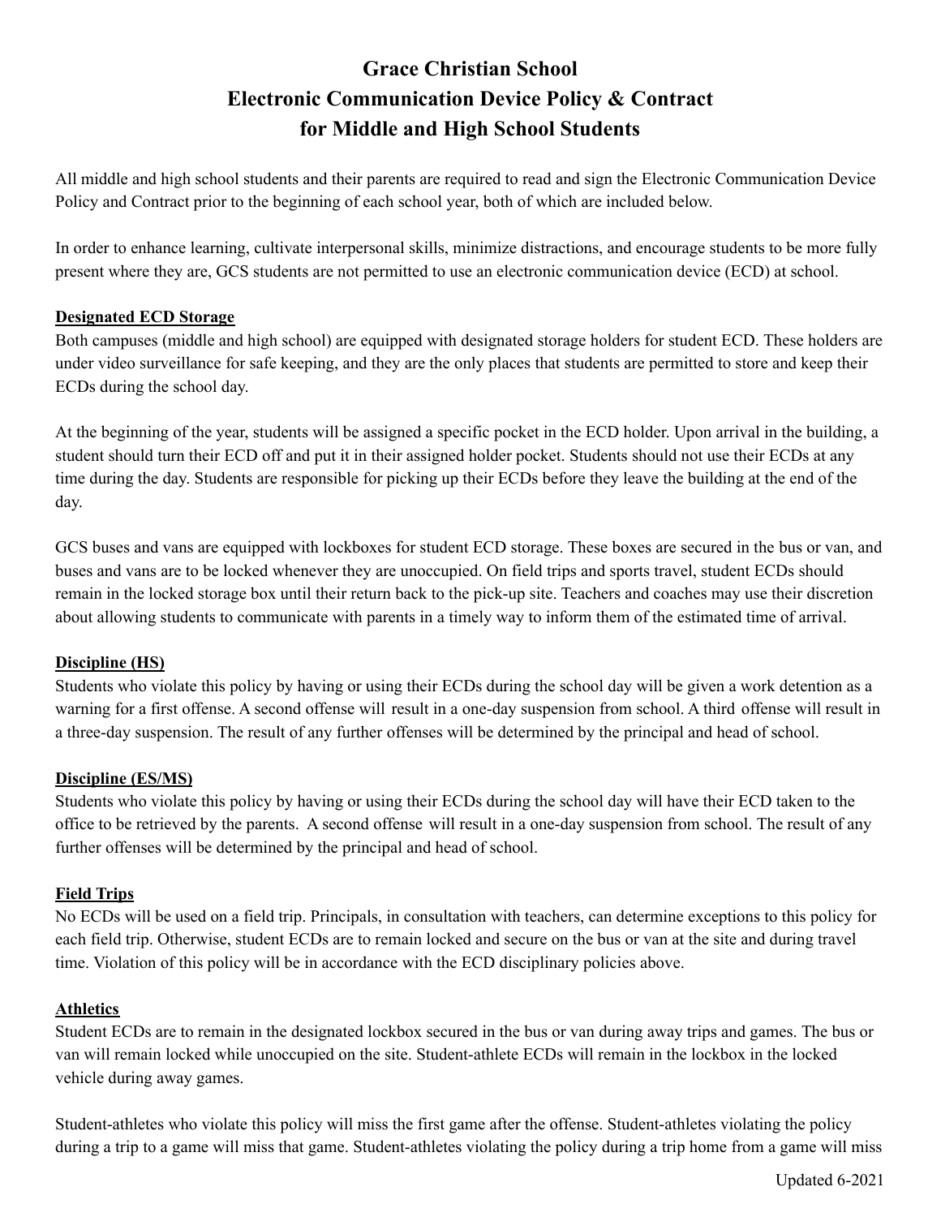# Grace Christian School
# Electronic Communication Device Policy & Contract
# for Middle and High School Students

All middle and high school students and their parents are required to read and sign the Electronic Communication Device Policy and Contract prior to the beginning of each school year, both of which are included below.

In order to enhance learning, cultivate interpersonal skills, minimize distractions, and encourage students to be more fully present where they are, GCS students are not permitted to use an electronic communication device (ECD) at school.

## Designated ECD Storage

Both campuses (middle and high school) are equipped with designated storage holders for student ECD. These holders are under video surveillance for safe keeping, and they are the only places that students are permitted to store and keep their ECDs during the school day.

At the beginning of the year, students will be assigned a specific pocket in the ECD holder. Upon arrival in the building, a student should turn their ECD off and put it in their assigned holder pocket. Students should not use their ECDs at any time during the day. Students are responsible for picking up their ECDs before they leave the building at the end of the day.

GCS buses and vans are equipped with lockboxes for student ECD storage. These boxes are secured in the bus or van, and buses and vans are to be locked whenever they are unoccupied. On field trips and sports travel, student ECDs should remain in the locked storage box until their return back to the pick-up site. Teachers and coaches may use their discretion about allowing students to communicate with parents in a timely way to inform them of the estimated time of arrival.

## Discipline (HS)

Students who violate this policy by having or using their ECDs during the school day will be given a work detention as a warning for a first offense. A second offense will result in a one-day suspension from school. A third offense will result in a three-day suspension. The result of any further offenses will be determined by the principal and head of school.

## Discipline (ES/MS)

Students who violate this policy by having or using their ECDs during the school day will have their ECD taken to the office to be retrieved by the parents. A second offense will result in a one-day suspension from school. The result of any further offenses will be determined by the principal and head of school.

## Field Trips

No ECDs will be used on a field trip. Principals, in consultation with teachers, can determine exceptions to this policy for each field trip. Otherwise, student ECDs are to remain locked and secure on the bus or van at the site and during travel time. Violation of this policy will be in accordance with the ECD disciplinary policies above.

## Athletics

Student ECDs are to remain in the designated lockbox secured in the bus or van during away trips and games. The bus or van will remain locked while unoccupied on the site. Student-athlete ECDs will remain in the lockbox in the locked vehicle during away games.

Student-athletes who violate this policy will miss the first game after the offense. Student-athletes violating the policy during a trip to a game will miss that game. Student-athletes violating the policy during a trip home from a game will miss

Updated 6-2021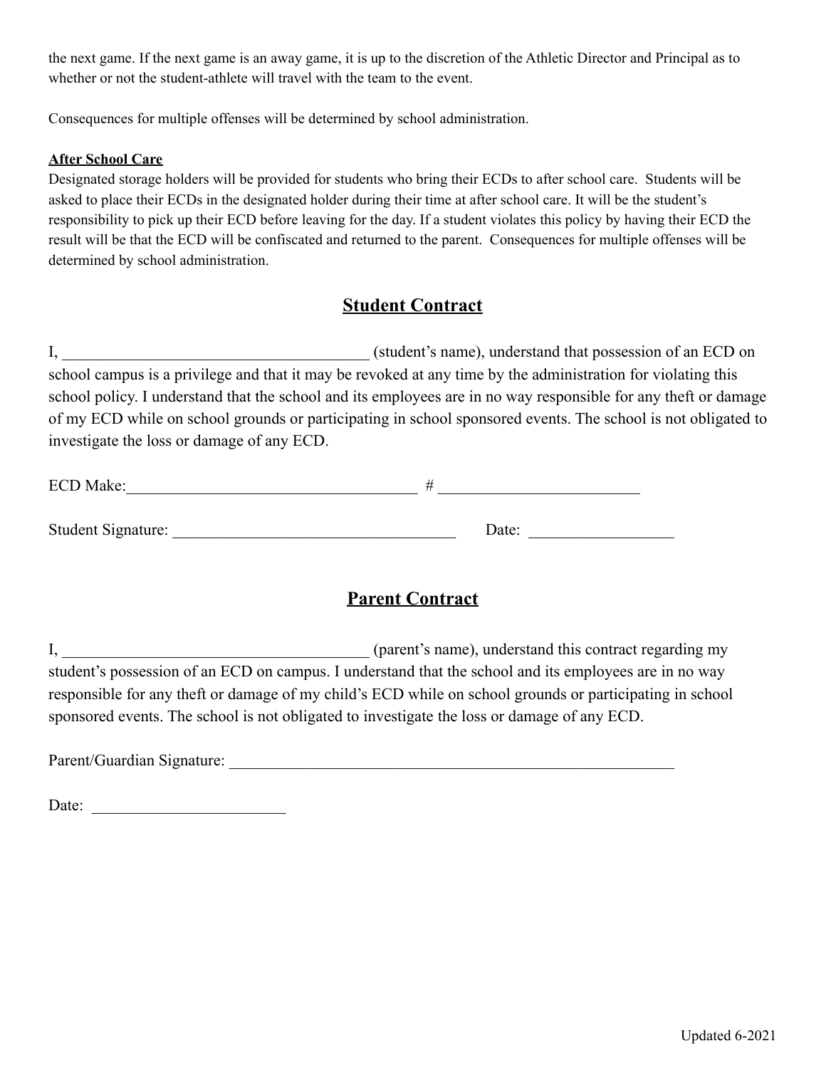the next game. If the next game is an away game, it is up to the discretion of the Athletic Director and Principal as to whether or not the student-athlete will travel with the team to the event.

Consequences for multiple offenses will be determined by school administration.

**After School Care**

Designated storage holders will be provided for students who bring their ECDs to after school care. Students will be asked to place their ECDs in the designated holder during their time at after school care. It will be the student's responsibility to pick up their ECD before leaving for the day. If a student violates this policy by having their ECD the result will be that the ECD will be confiscated and returned to the parent. Consequences for multiple offenses will be determined by school administration.

## Student Contract

I, ______________________________________ (student's name), understand that possession of an ECD on school campus is a privilege and that it may be revoked at any time by the administration for violating this school policy. I understand that the school and its employees are in no way responsible for any theft or damage of my ECD while on school grounds or participating in school sponsored events. The school is not obligated to investigate the loss or damage of any ECD.

ECD Make:____________________________________ # _________________________

Student Signature: ___________________________________ Date: _________________

## Parent Contract

I, ______________________________________ (parent's name), understand this contract regarding my student's possession of an ECD on campus. I understand that the school and its employees are in no way responsible for any theft or damage of my child's ECD while on school grounds or participating in school sponsored events. The school is not obligated to investigate the loss or damage of any ECD.

Parent/Guardian Signature: ________________________________________________________

Date: ________________________

Updated 6-2021